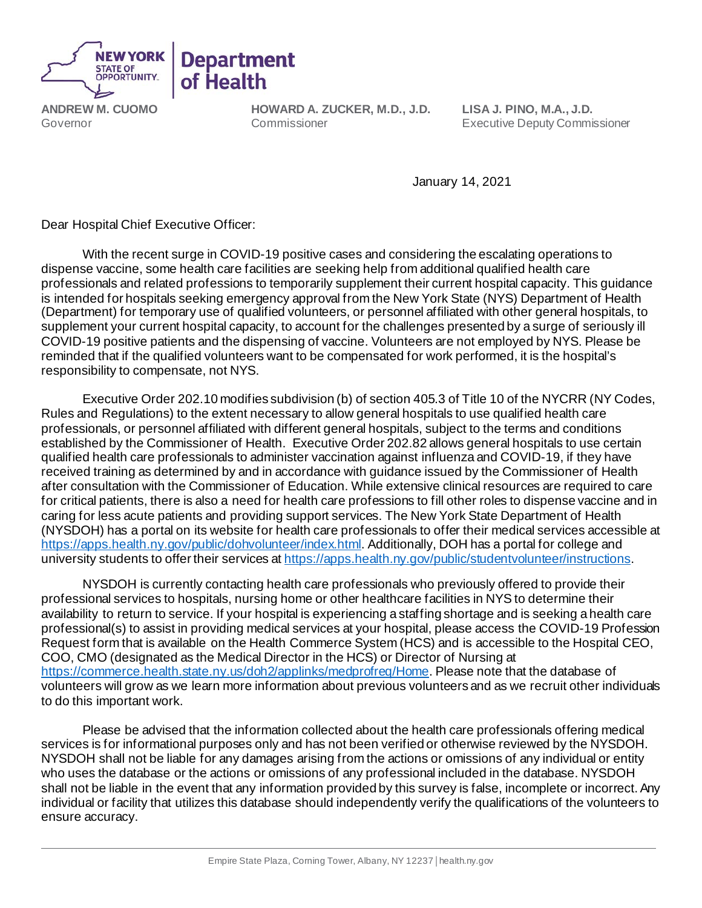**NEW YORK STATE OF OPPORTUNITY** | **Department of Health**

**ANDREW M. CUOMO**
Governor

**HOWARD A. ZUCKER, M.D., J.D.**
Commissioner

**LISA J. PINO, M.A., J.D.**
Executive Deputy Commissioner

January 14, 2021

Dear Hospital Chief Executive Officer:

With the recent surge in COVID-19 positive cases and considering the escalating operations to dispense vaccine, some health care facilities are seeking help from additional qualified health care professionals and related professions to temporarily supplement their current hospital capacity. This guidance is intended for hospitals seeking emergency approval from the New York State (NYS) Department of Health (Department) for temporary use of qualified volunteers, or personnel affiliated with other general hospitals, to supplement your current hospital capacity, to account for the challenges presented by a surge of seriously ill COVID-19 positive patients and the dispensing of vaccine. Volunteers are not employed by NYS. Please be reminded that if the qualified volunteers want to be compensated for work performed, it is the hospital's responsibility to compensate, not NYS.

Executive Order 202.10 modifies subdivision (b) of section 405.3 of Title 10 of the NYCRR (NY Codes, Rules and Regulations) to the extent necessary to allow general hospitals to use qualified health care professionals, or personnel affiliated with different general hospitals, subject to the terms and conditions established by the Commissioner of Health. Executive Order 202.82 allows general hospitals to use certain qualified health care professionals to administer vaccination against influenza and COVID-19, if they have received training as determined by and in accordance with guidance issued by the Commissioner of Health after consultation with the Commissioner of Education. While extensive clinical resources are required to care for critical patients, there is also a need for health care professions to fill other roles to dispense vaccine and in caring for less acute patients and providing support services. The New York State Department of Health (NYSDOH) has a portal on its website for health care professionals to offer their medical services accessible at https://apps.health.ny.gov/public/dohvolunteer/index.html. Additionally, DOH has a portal for college and university students to offer their services at https://apps.health.ny.gov/public/studentvolunteer/instructions.

NYSDOH is currently contacting health care professionals who previously offered to provide their professional services to hospitals, nursing home or other healthcare facilities in NYS to determine their availability to return to service. If your hospital is experiencing a staffing shortage and is seeking a health care professional(s) to assist in providing medical services at your hospital, please access the COVID-19 Profession Request form that is available on the Health Commerce System (HCS) and is accessible to the Hospital CEO, COO, CMO (designated as the Medical Director in the HCS) or Director of Nursing at https://commerce.health.state.ny.us/doh2/applinks/medprofreq/Home. Please note that the database of volunteers will grow as we learn more information about previous volunteers and as we recruit other individuals to do this important work.

Please be advised that the information collected about the health care professionals offering medical services is for informational purposes only and has not been verified or otherwise reviewed by the NYSDOH. NYSDOH shall not be liable for any damages arising from the actions or omissions of any individual or entity who uses the database or the actions or omissions of any professional included in the database. NYSDOH shall not be liable in the event that any information provided by this survey is false, incomplete or incorrect. Any individual or facility that utilizes this database should independently verify the qualifications of the volunteers to ensure accuracy.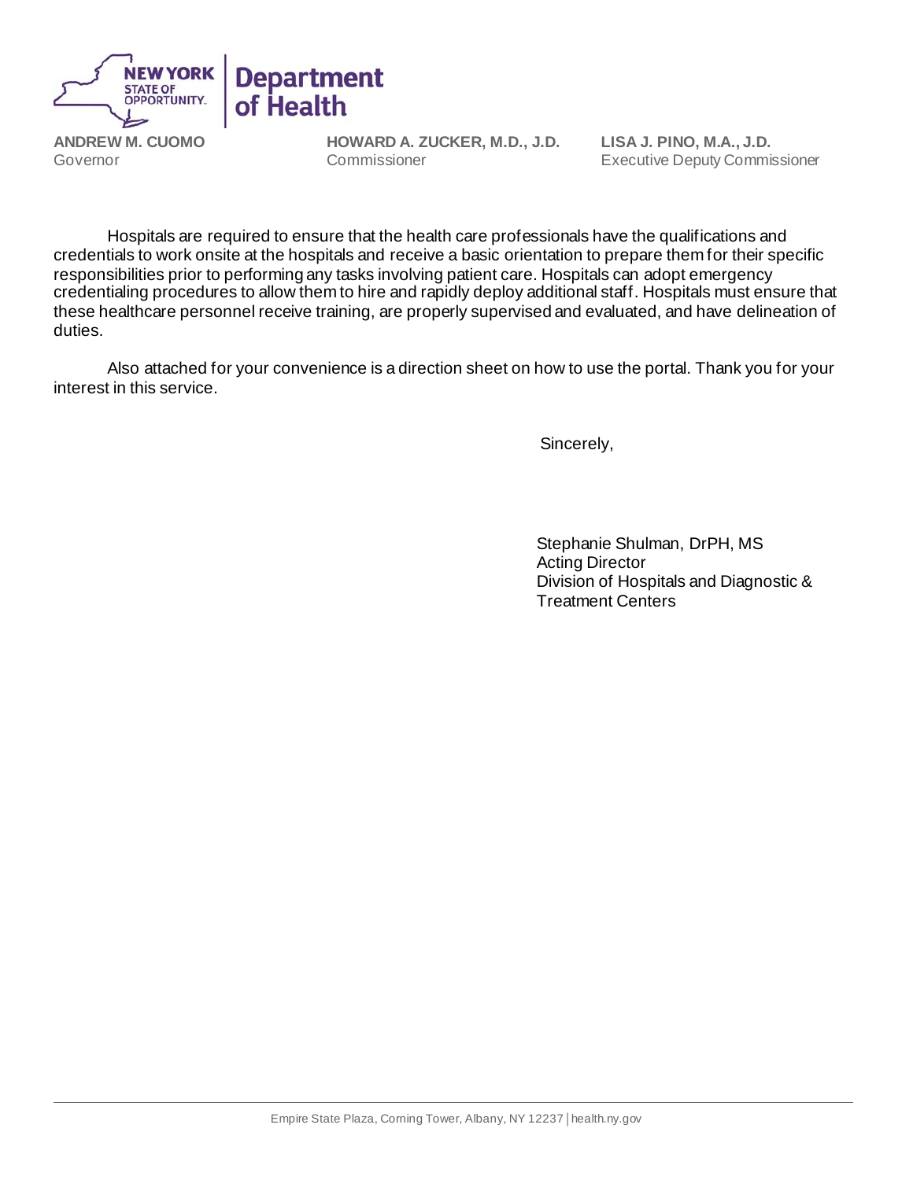**ANDREW M. CUOMO**
Governor

**HOWARD A. ZUCKER, M.D., J.D.**
Commissioner

**LISA J. PINO, M.A., J.D.**
Executive Deputy Commissioner

Hospitals are required to ensure that the health care professionals have the qualifications and credentials to work onsite at the hospitals and receive a basic orientation to prepare them for their specific responsibilities prior to performing any tasks involving patient care. Hospitals can adopt emergency credentialing procedures to allow them to hire and rapidly deploy additional staff. Hospitals must ensure that these healthcare personnel receive training, are properly supervised and evaluated, and have delineation of duties.

Also attached for your convenience is a direction sheet on how to use the portal. Thank you for your interest in this service.

Sincerely,

Stephanie Shulman, DrPH, MS
Acting Director
Division of Hospitals and Diagnostic & Treatment Centers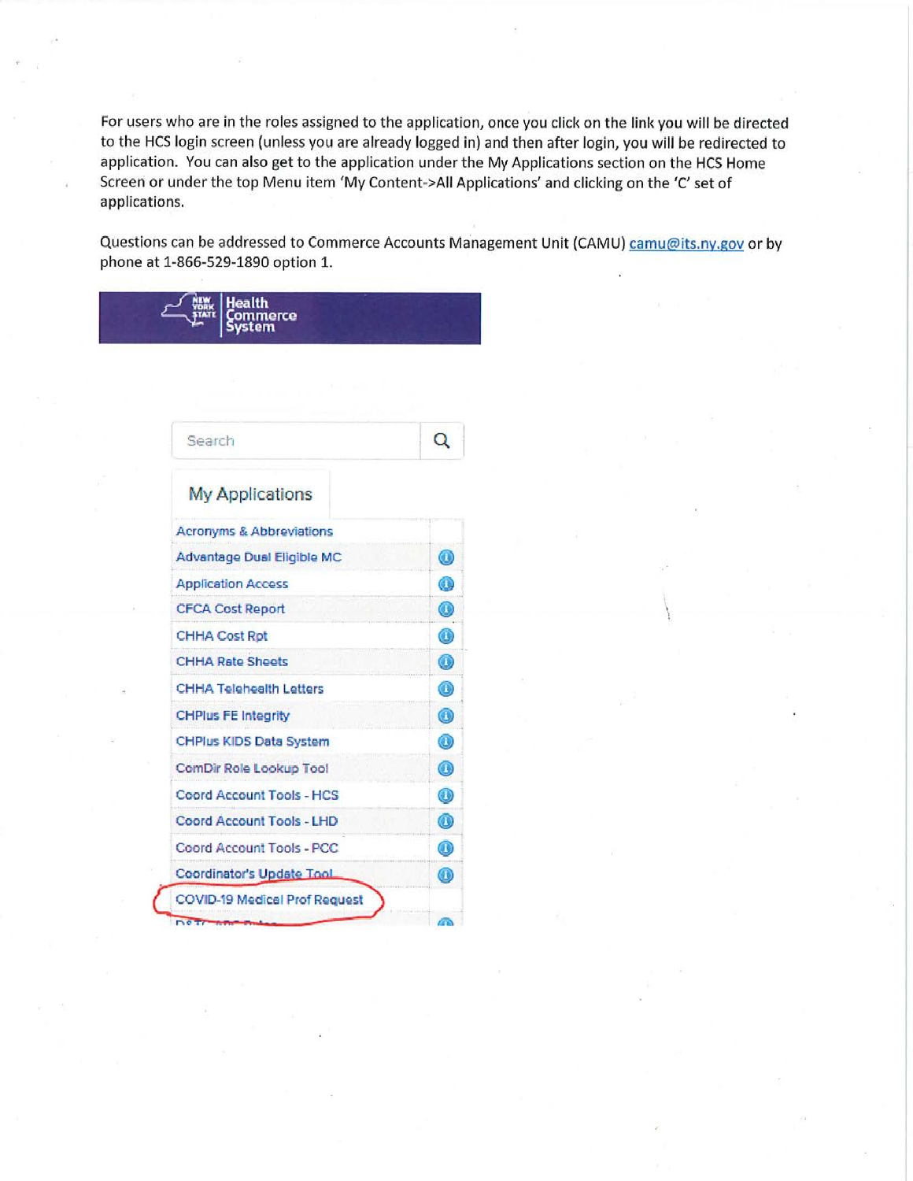For users who are in the roles assigned to the application, once you click on the link you will be directed to the HCS login screen (unless you are already logged in) and then after login, you will be redirected to application. You can also get to the application under the My Applications section on the HCS Home Screen or under the top Menu item 'My Content->All Applications' and clicking on the 'C' set of applications.

Questions can be addressed to Commerce Accounts Management Unit (CAMU) camu@its.ny.gov or by phone at 1-866-529-1890 option 1.

NEW YORK STATE | Health Commerce System

Search

My Applications

- Acronyms & Abbreviations
- Advantage Dual Eligible MC
- Application Access
- CFCA Cost Report
- CHHA Cost Rpt
- CHHA Rate Sheets
- CHHA Telehealth Letters
- CHPlus FE Integrity
- CHPlus KIDS Data System
- ComDir Role Lookup Tool
- Coord Account Tools - HCS
- Coord Account Tools - LHD
- Coord Account Tools - PCC
- Coordinator's Update Tool
- COVID-19 Medical Prof Request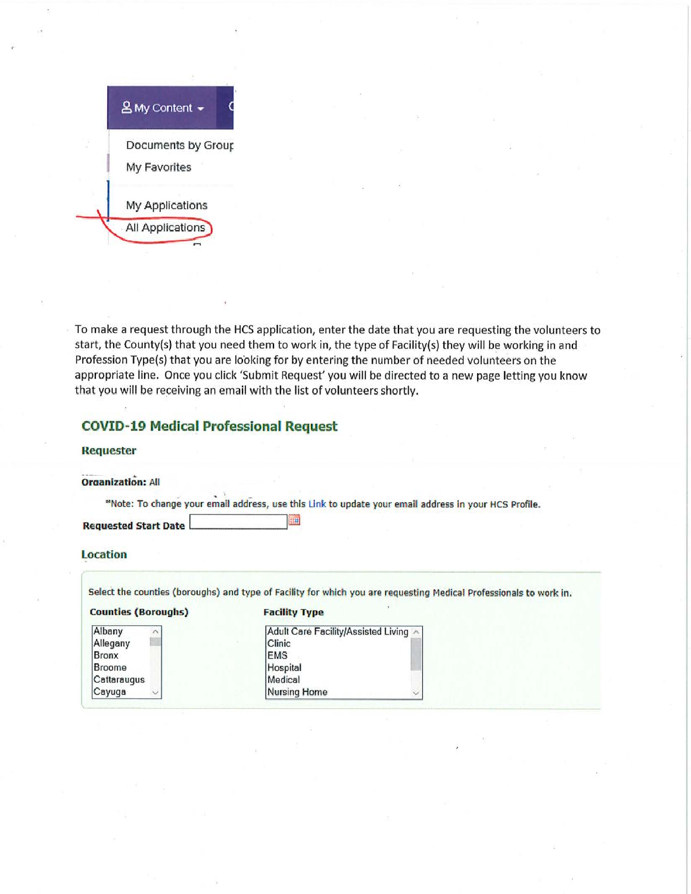My Content

Documents by Group

My Favorites

My Applications

All Applications

To make a request through the HCS application, enter the date that you are requesting the volunteers to start, the County(s) that you need them to work in, the type of Facility(s) they will be working in and Profession Type(s) that you are looking for by entering the number of needed volunteers on the appropriate line. Once you click 'Submit Request' you will be directed to a new page letting you know that you will be receiving an email with the list of volunteers shortly.

## COVID-19 Medical Professional Request

### Requester

**Organization:** All

*Note: To change your email address, use this Link to update your email address in your HCS Profile.

**Requested Start Date**

### Location

Select the counties (boroughs) and type of Facility for which you are requesting Medical Professionals to work in.

| Counties (Boroughs) | Facility Type |
|---|---|
| Albany | Adult Care Facility/Assisted Living |
| Allegany | Clinic |
| Bronx | EMS |
| Broome | Hospital |
| Cattaraugus | Medical |
| Cayuga | Nursing Home |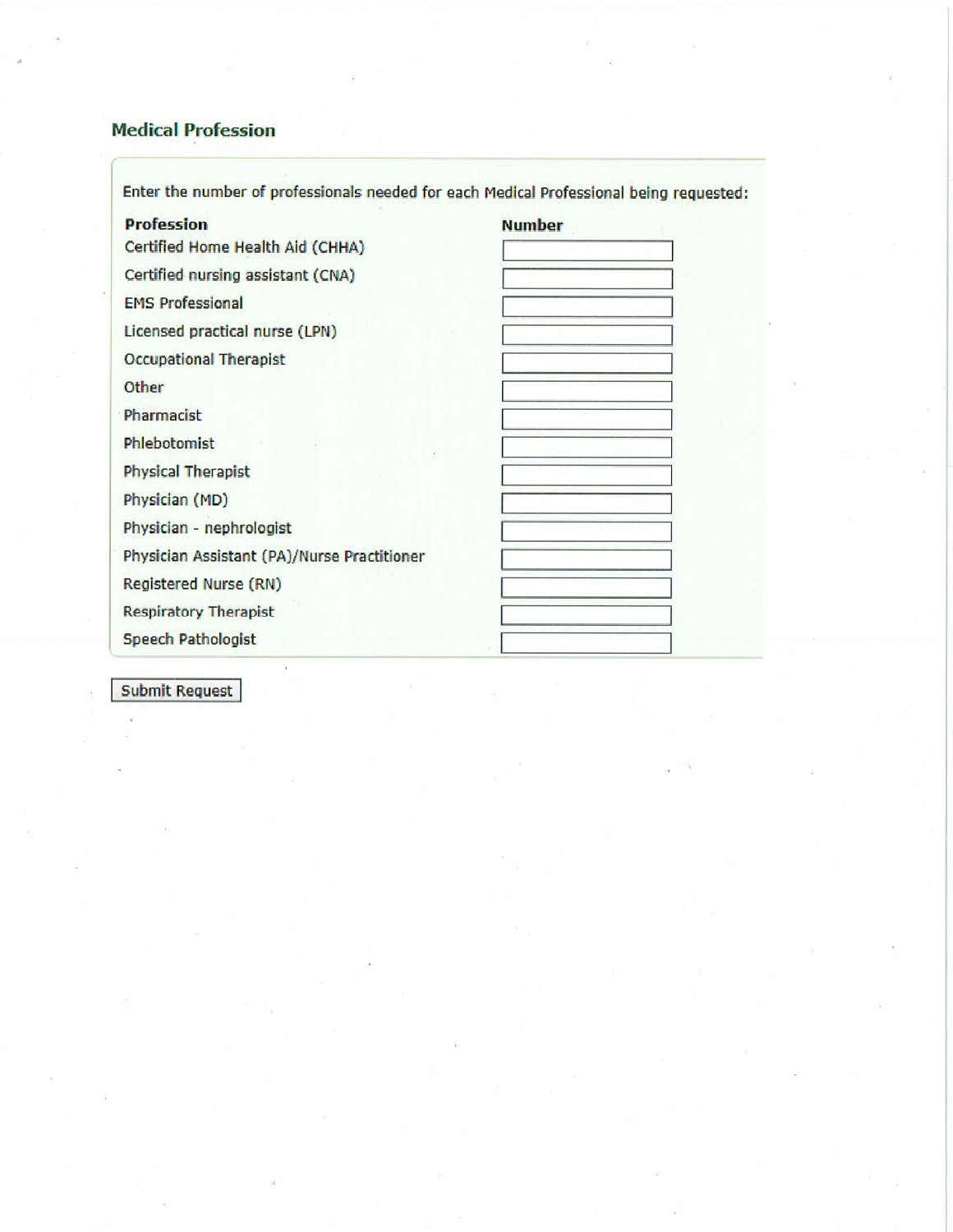## Medical Profession

Enter the number of professionals needed for each Medical Professional being requested:

| Profession | Number |
| --- | --- |
| Certified Home Health Aid (CHHA) | |
| Certified nursing assistant (CNA) | |
| EMS Professional | |
| Licensed practical nurse (LPN) | |
| Occupational Therapist | |
| Other | |
| Pharmacist | |
| Phlebotomist | |
| Physical Therapist | |
| Physician (MD) | |
| Physician - nephrologist | |
| Physician Assistant (PA)/Nurse Practitioner | |
| Registered Nurse (RN) | |
| Respiratory Therapist | |
| Speech Pathologist | |

Submit Request